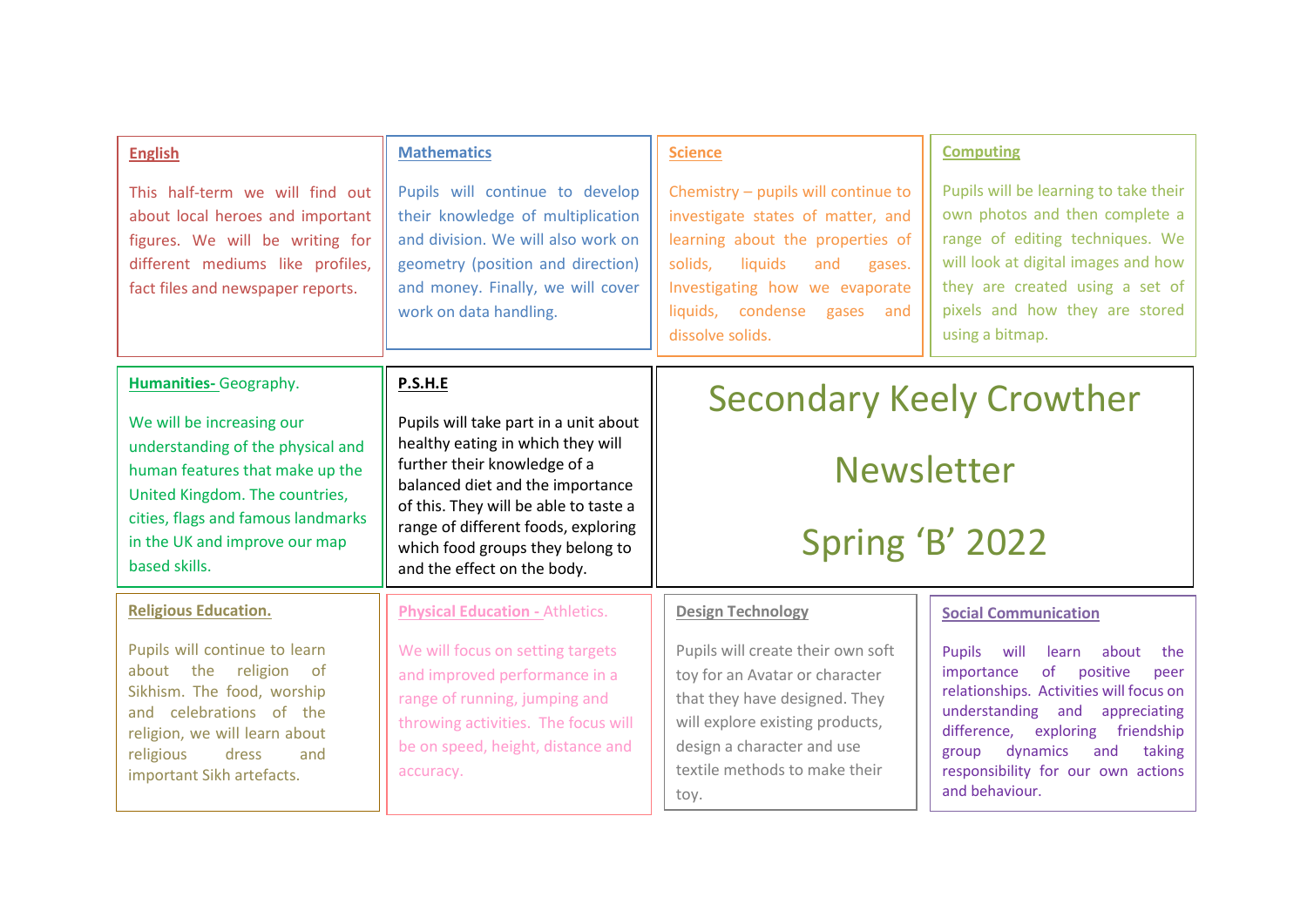# Secondary Keely Crowther

# Newsletter

# Spring 'B' 2022

## English

This half-term we will find out about local heroes and important figures. We will be writing for different mediums like profiles, fact files and newspaper reports.

## Mathematics

Pupils will continue to develop their knowledge of multiplication and division. We will also work on geometry (position and direction) and money. Finally, we will cover work on data handling.

## Science

Chemistry – pupils will continue to investigate states of matter, and learning about the properties of solids, liquids and gases. Investigating how we evaporate liquids, condense gases and dissolve solids.

## Computing

Pupils will be learning to take their own photos and then complete a range of editing techniques. We will look at digital images and how they are created using a set of pixels and how they are stored using a bitmap.

## Humanities- Geography.

We will be increasing our understanding of the physical and human features that make up the United Kingdom. The countries, cities, flags and famous landmarks in the UK and improve our map based skills.

## P.S.H.E

Pupils will take part in a unit about healthy eating in which they will further their knowledge of a balanced diet and the importance of this. They will be able to taste a range of different foods, exploring which food groups they belong to and the effect on the body.

## Religious Education.

Pupils will continue to learn about the religion of Sikhism. The food, worship and celebrations of the religion, we will learn about religious dress and important Sikh artefacts.

## Physical Education - Athletics.

We will focus on setting targets and improved performance in a range of running, jumping and throwing activities. The focus will be on speed, height, distance and accuracy.

## Design Technology

Pupils will create their own soft toy for an Avatar or character that they have designed. They will explore existing products, design a character and use textile methods to make their toy.

## Social Communication

Pupils will learn about the importance of positive peer relationships. Activities will focus on understanding and appreciating difference, exploring friendship group dynamics and taking responsibility for our own actions and behaviour.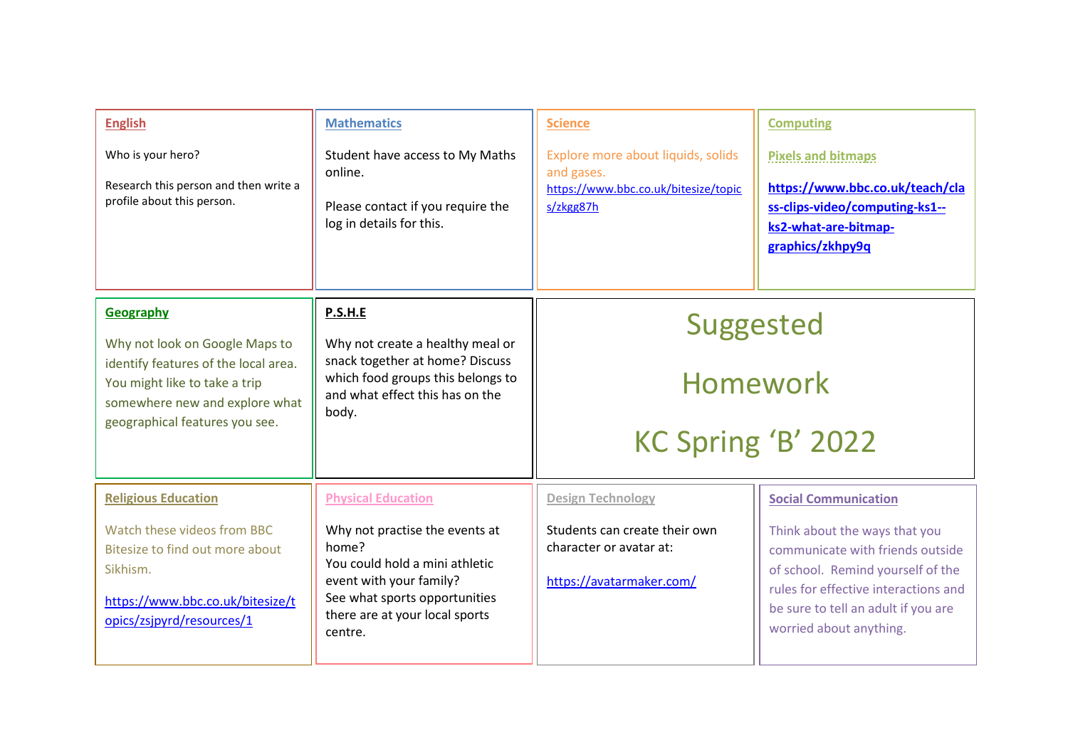# Suggested Homework

# KC Spring 'B' 2022

## English

Who is your hero?

Research this person and then write a profile about this person.

## Mathematics

Student have access to My Maths online.

Please contact if you require the log in details for this.

## Science

Explore more about liquids, solids and gases.

https://www.bbc.co.uk/bitesize/topics/zkgg87h

## Computing

**Pixels and bitmaps**

**https://www.bbc.co.uk/teach/class-clips-video/computing-ks1--ks2-what-are-bitmap-graphics/zkhpy9q**

## Geography

Why not look on Google Maps to identify features of the local area. You might like to take a trip somewhere new and explore what geographical features you see.

## P.S.H.E

Why not create a healthy meal or snack together at home? Discuss which food groups this belongs to and what effect this has on the body.

## Religious Education

Watch these videos from BBC Bitesize to find out more about Sikhism.

https://www.bbc.co.uk/bitesize/topics/zsjpyrd/resources/1

## Physical Education

Why not practise the events at home?
You could hold a mini athletic event with your family?
See what sports opportunities there are at your local sports centre.

## Design Technology

Students can create their own character or avatar at:

https://avatarmaker.com/

## Social Communication

Think about the ways that you communicate with friends outside of school. Remind yourself of the rules for effective interactions and be sure to tell an adult if you are worried about anything.